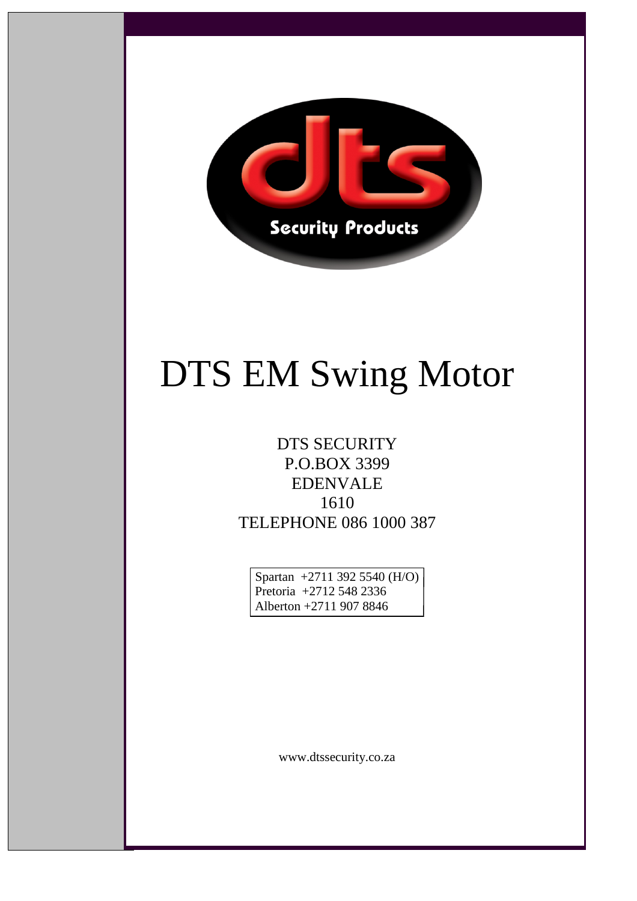dts

Security Products

# DTS EM Swing Motor

DTS SECURITY
P.O.BOX 3399
EDENVALE
1610
TELEPHONE 086 1000 387

Spartan +2711 392 5540 (H/O)
Pretoria +2712 548 2336
Alberton +2711 907 8846

www.dtssecurity.co.za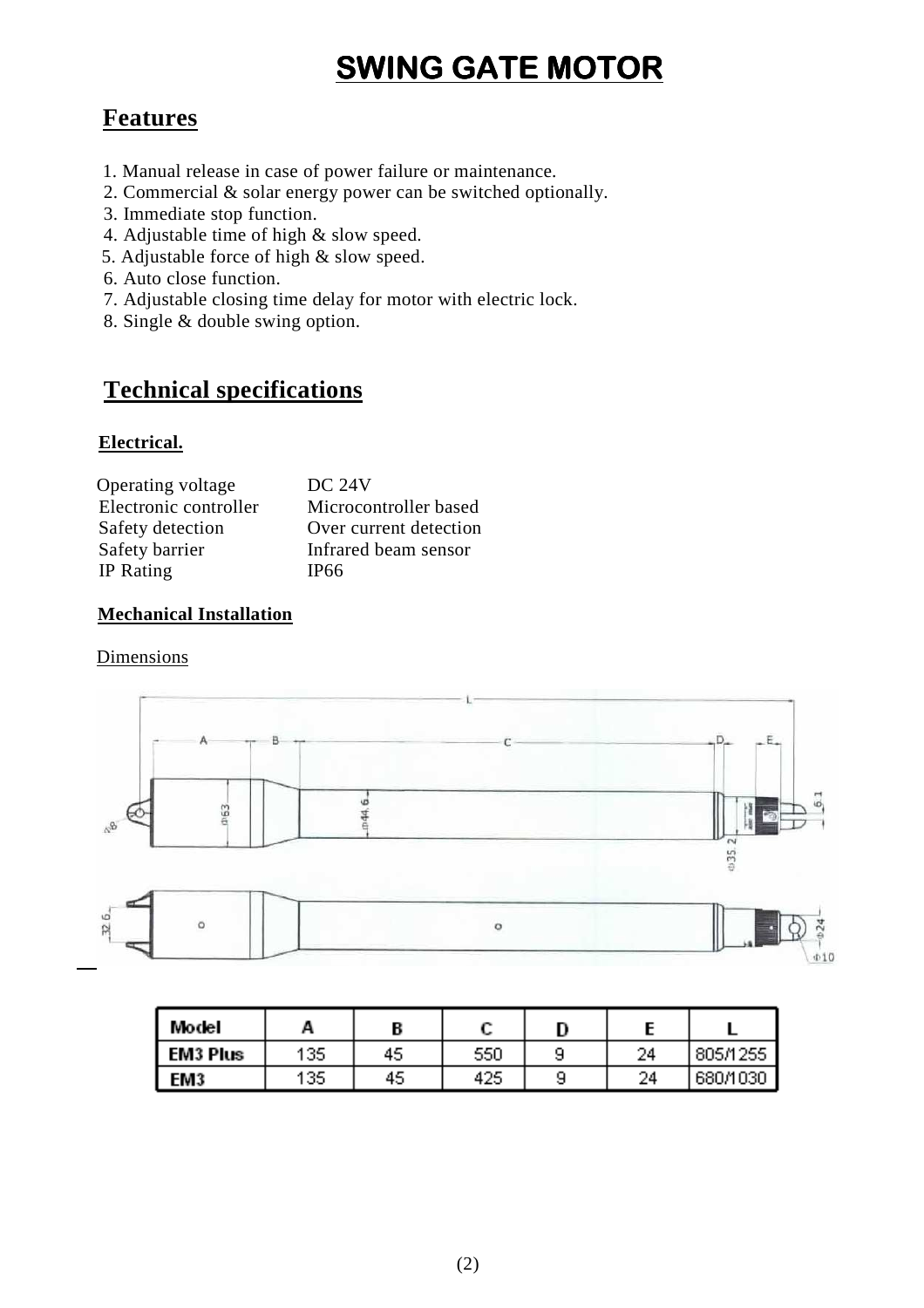# SWING GATE MOTOR

## Features

1. Manual release in case of power failure or maintenance.
2. Commercial & solar energy power can be switched optionally.
3. Immediate stop function.
4. Adjustable time of high & slow speed.
5. Adjustable force of high & slow speed.
6. Auto close function.
7. Adjustable closing time delay for motor with electric lock.
8. Single & double swing option.

## Technical specifications

### Electrical.

| | |
|---|---|
| Operating voltage | DC 24V |
| Electronic controller | Microcontroller based |
| Safety detection | Over current detection |
| Safety barrier | Infrared beam sensor |
| IP Rating | IP66 |

### Mechanical Installation

Dimensions

| Model | A | B | C | D | E | L |
|---|---|---|---|---|---|---|
| EM3 Plus | 135 | 45 | 550 | 9 | 24 | 805/1255 |
| EM3 | 135 | 45 | 425 | 9 | 24 | 680/1030 |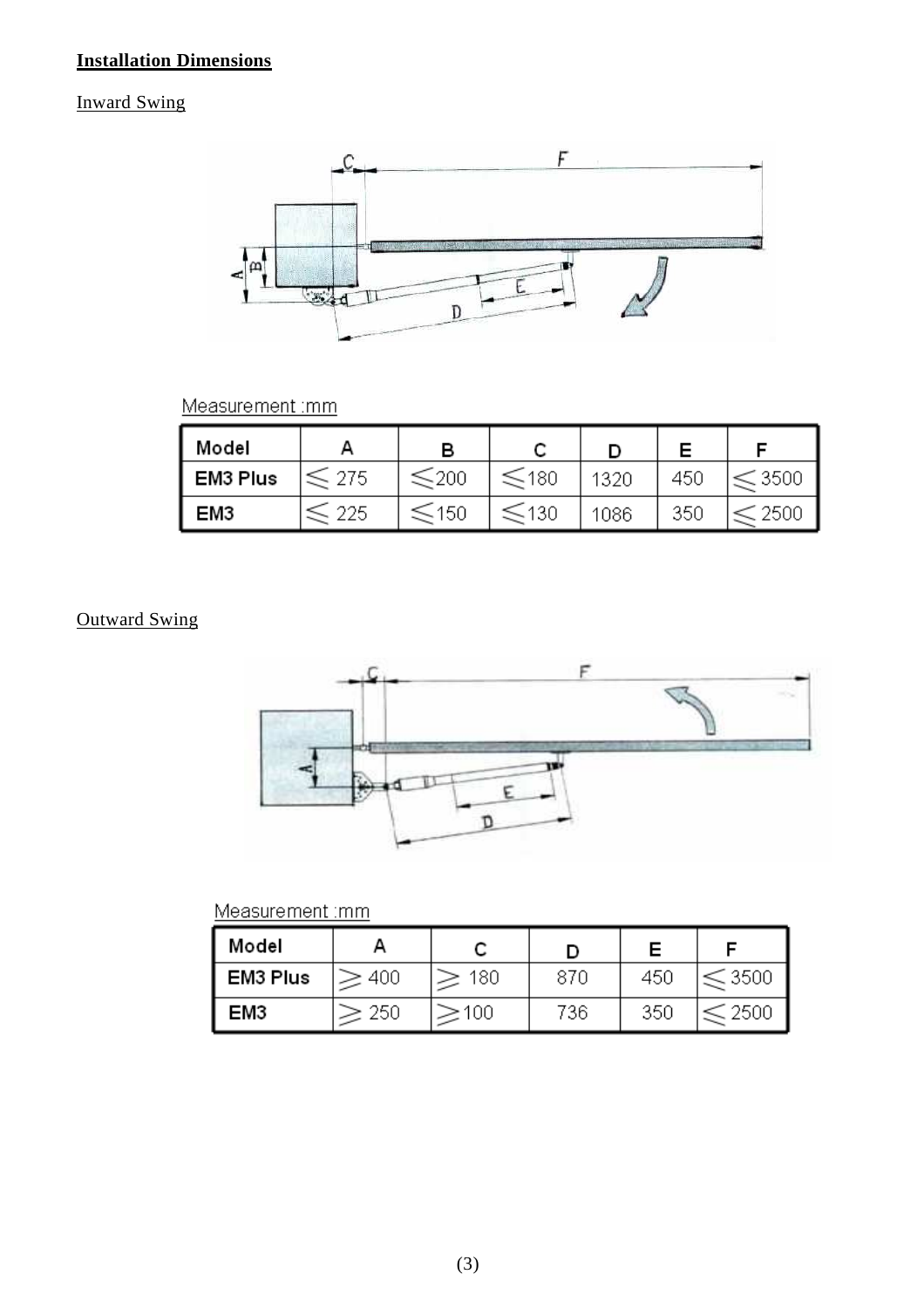**Installation Dimensions**

Inward Swing

Measurement :mm

| Model | A | B | C | D | E | F |
|---|---|---|---|---|---|---|
| EM3 Plus | ≦ 275 | ≦200 | ≦180 | 1320 | 450 | ≦3500 |
| EM3 | ≦ 225 | ≦150 | ≦130 | 1086 | 350 | ≦2500 |

Outward Swing

Measurement :mm

| Model | A | C | D | E | F |
|---|---|---|---|---|---|
| EM3 Plus | ≧ 400 | ≧ 180 | 870 | 450 | ≦3500 |
| EM3 | ≧ 250 | ≧100 | 736 | 350 | ≦2500 |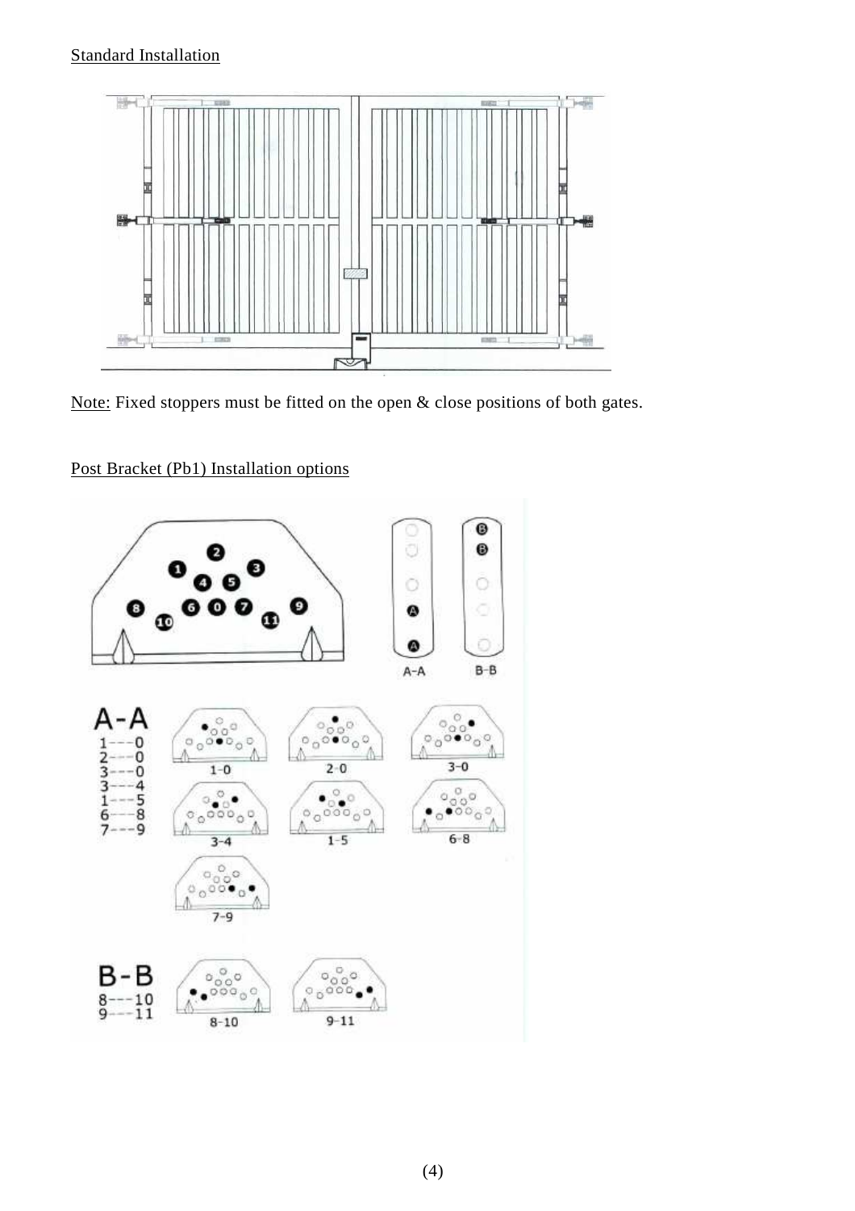Standard Installation

Note: Fixed stoppers must be fitted on the open & close positions of both gates.

Post Bracket (Pb1) Installation options

A-A
1---0
2---0
3---0
3---4
1---5
6---8
7---9

B-B
8---10
9---11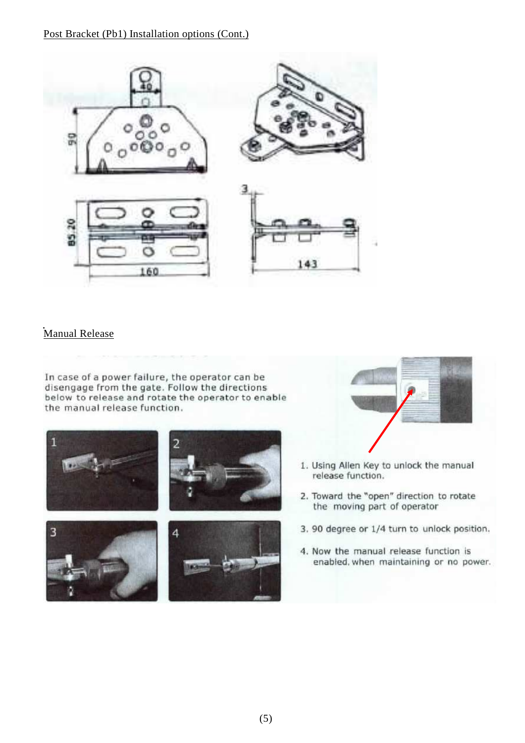Post Bracket (Pb1) Installation options (Cont.)

Manual Release

In case of a power failure, the operator can be disengage from the gate. Follow the directions below to release and rotate the operator to enable the manual release function.

1. Using Allen Key to unlock the manual release function.
2. Toward the "open" direction to rotate the moving part of operator
3. 90 degree or 1/4 turn to unlock position.
4. Now the manual release function is enabled, when maintaining or no power.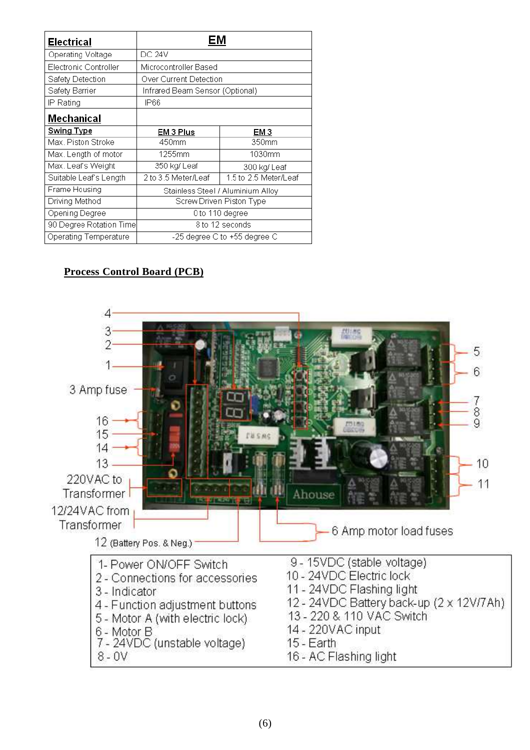| Electrical | EM | |
|---|---|---|
| Operating Voltage | DC 24V | |
| Electronic Controller | Microcontroller Based | |
| Safety Detection | Over Current Detection | |
| Safety Barrier | Infrared Beam Sensor (Optional) | |
| IP Rating | IP66 | |
| **Mechanical** | | |
| **Swing Type** | **EM 3 Plus** | **EM 3** |
| Max. Piston Stroke | 450mm | 350mm |
| Max. Length of motor | 1255mm | 1030mm |
| Max. Leaf's Weight | 350 kg/ Leaf | 300 kg/ Leaf |
| Suitable Leaf's Length | 2 to 3.5 Meter/Leaf | 1.5 to 2.5 Meter/Leaf |
| Frame Housing | Stainless Steel / Aluminium Alloy | |
| Driving Method | Screw Driven Piston Type | |
| Opening Degree | 0 to 110 degree | |
| 90 Degree Rotation Time | 8 to 12 seconds | |
| Operating Temperature | -25 degree C to +55 degree C | |

## Process Control Board (PCB)

4, 3, 2, 1, 3 Amp fuse, 16, 15, 14, 13, 220VAC to Transformer, 12/24VAC from Transformer, 12 (Battery Pos. & Neg.), 5, 6, 7, 8, 9, 10, 11, 6 Amp motor load fuses

| | |
|---|---|
| 1 - Power ON/OFF Switch | 9 - 15VDC (stable voltage) |
| 2 - Connections for accessories | 10 - 24VDC Electric lock |
| 3 - Indicator | 11 - 24VDC Flashing light |
| 4 - Function adjustment buttons | 12 - 24VDC Battery back-up (2 x 12V/7Ah) |
| 5 - Motor A (with electric lock) | 13 - 220 & 110 VAC Switch |
| 6 - Motor B | 14 - 220VAC input |
| 7 - 24VDC (unstable voltage) | 15 - Earth |
| 8 - 0V | 16 - AC Flashing light |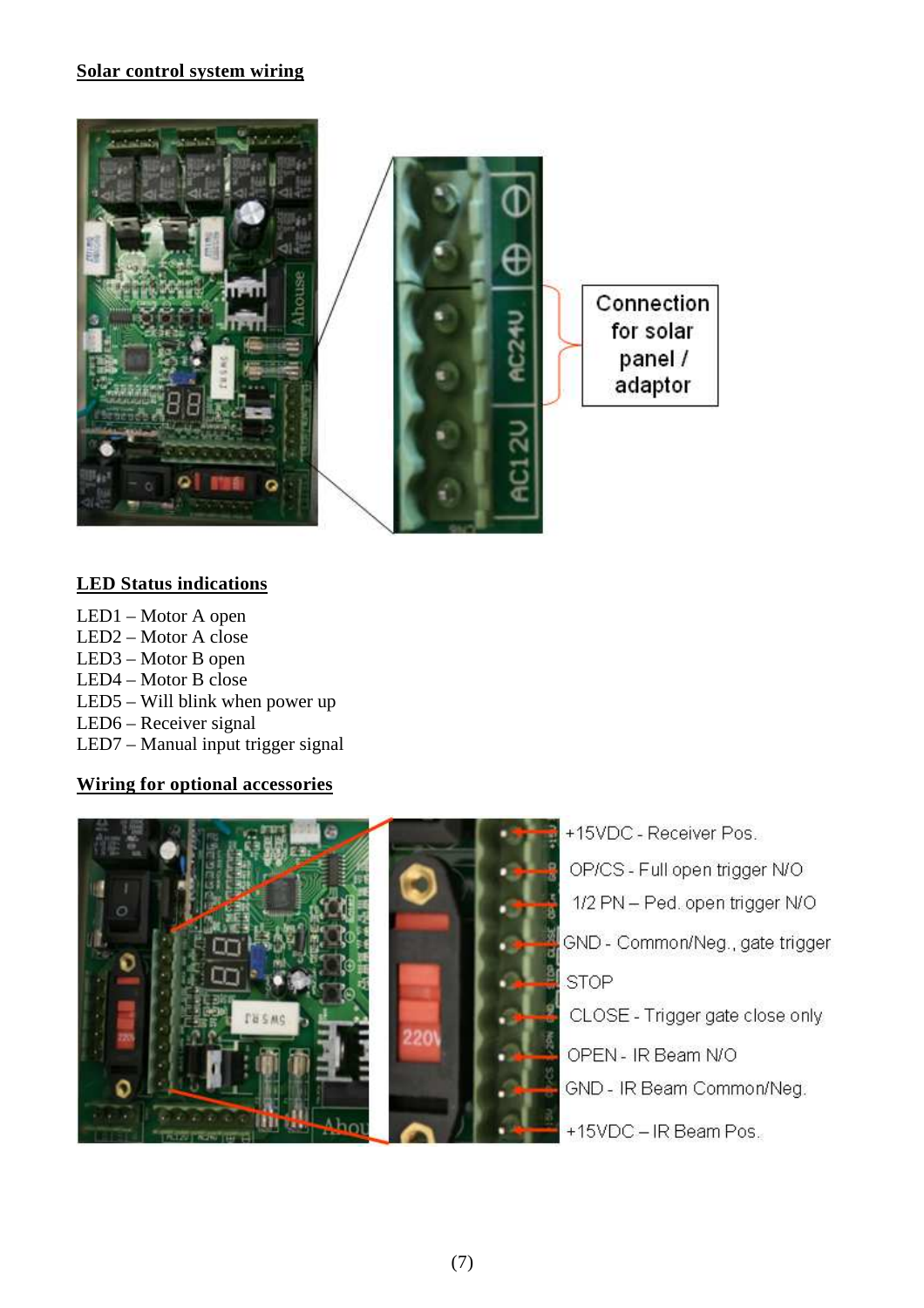## Solar control system wiring

Connection for solar panel / adaptor

## LED Status indications

LED1 – Motor A open
LED2 – Motor A close
LED3 – Motor B open
LED4 – Motor B close
LED5 – Will blink when power up
LED6 – Receiver signal
LED7 – Manual input trigger signal

## Wiring for optional accessories

+15VDC - Receiver Pos.
OP/CS - Full open trigger N/O
1/2 PN – Ped. open trigger N/O
GND - Common/Neg., gate trigger
STOP
CLOSE - Trigger gate close only
OPEN - IR Beam N/O
GND - IR Beam Common/Neg.
+15VDC – IR Beam Pos.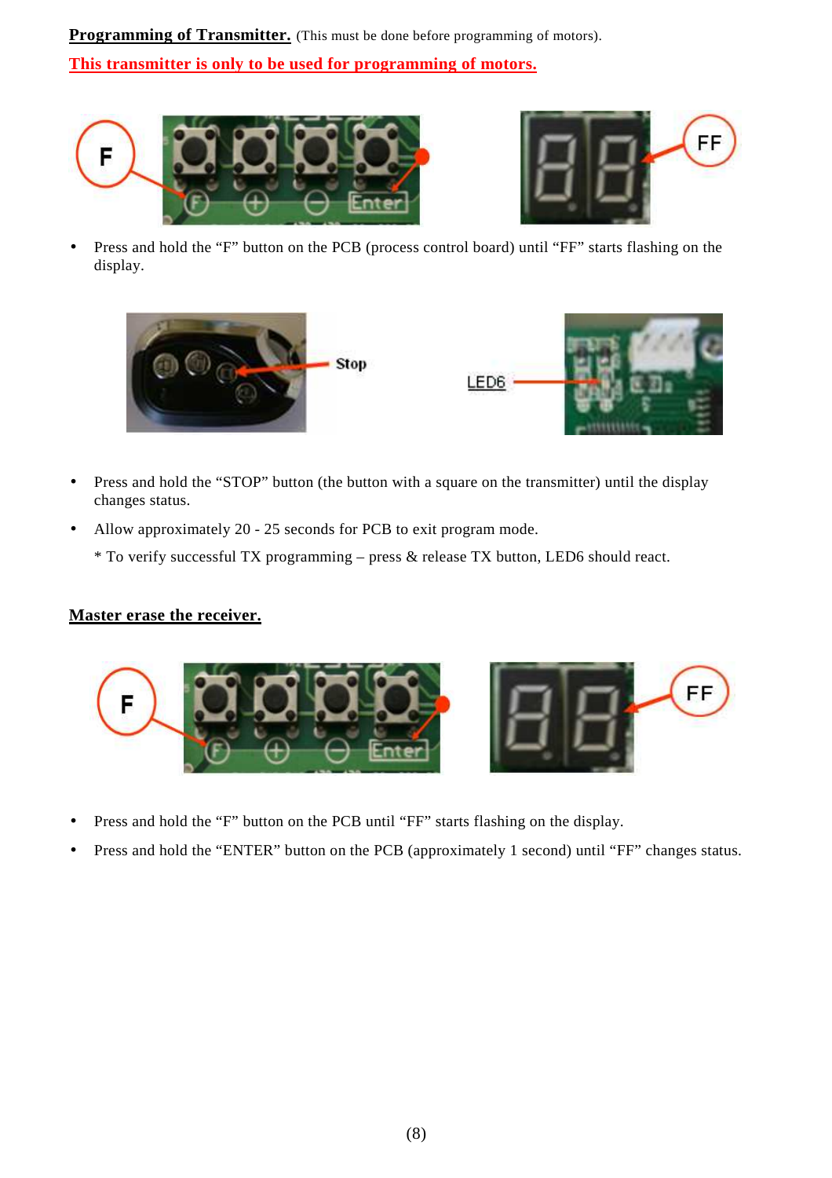**Programming of Transmitter.** (This must be done before programming of motors).

**This transmitter is only to be used for programming of motors.**

- Press and hold the "F" button on the PCB (process control board) until "FF" starts flashing on the display.

- Press and hold the "STOP" button (the button with a square on the transmitter) until the display changes status.
- Allow approximately 20 - 25 seconds for PCB to exit program mode.

  * To verify successful TX programming – press & release TX button, LED6 should react.

**Master erase the receiver.**

- Press and hold the "F" button on the PCB until "FF" starts flashing on the display.
- Press and hold the "ENTER" button on the PCB (approximately 1 second) until "FF" changes status.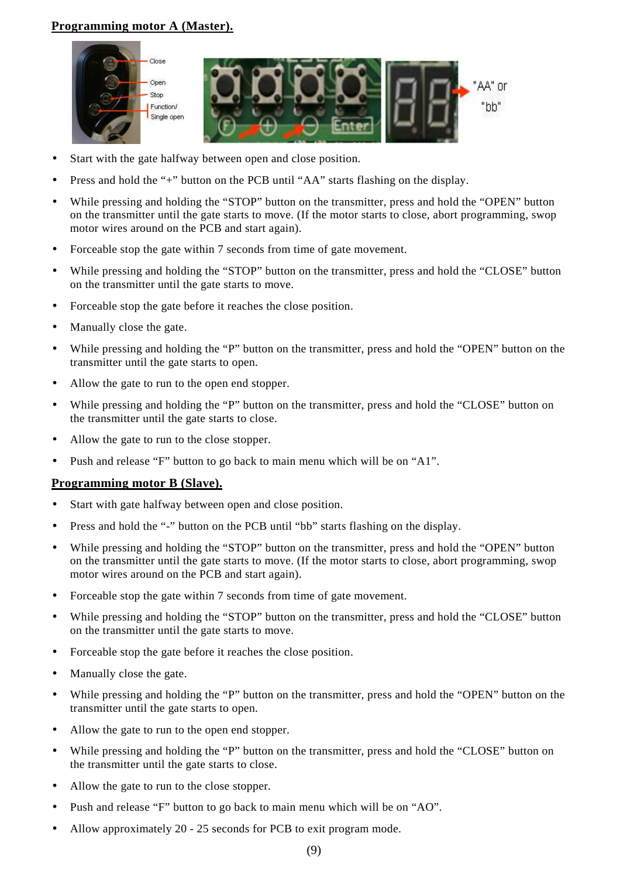## Programming motor A (Master).

- Start with the gate halfway between open and close position.
- Press and hold the "+" button on the PCB until "AA" starts flashing on the display.
- While pressing and holding the "STOP" button on the transmitter, press and hold the "OPEN" button on the transmitter until the gate starts to move. (If the motor starts to close, abort programming, swop motor wires around on the PCB and start again).
- Forceable stop the gate within 7 seconds from time of gate movement.
- While pressing and holding the "STOP" button on the transmitter, press and hold the "CLOSE" button on the transmitter until the gate starts to move.
- Forceable stop the gate before it reaches the close position.
- Manually close the gate.
- While pressing and holding the "P" button on the transmitter, press and hold the "OPEN" button on the transmitter until the gate starts to open.
- Allow the gate to run to the open end stopper.
- While pressing and holding the "P" button on the transmitter, press and hold the "CLOSE" button on the transmitter until the gate starts to close.
- Allow the gate to run to the close stopper.
- Push and release "F" button to go back to main menu which will be on "A1".

## Programming motor B (Slave).

- Start with gate halfway between open and close position.
- Press and hold the "-" button on the PCB until "bb" starts flashing on the display.
- While pressing and holding the "STOP" button on the transmitter, press and hold the "OPEN" button on the transmitter until the gate starts to move. (If the motor starts to close, abort programming, swop motor wires around on the PCB and start again).
- Forceable stop the gate within 7 seconds from time of gate movement.
- While pressing and holding the "STOP" button on the transmitter, press and hold the "CLOSE" button on the transmitter until the gate starts to move.
- Forceable stop the gate before it reaches the close position.
- Manually close the gate.
- While pressing and holding the "P" button on the transmitter, press and hold the "OPEN" button on the transmitter until the gate starts to open.
- Allow the gate to run to the open end stopper.
- While pressing and holding the "P" button on the transmitter, press and hold the "CLOSE" button on the transmitter until the gate starts to close.
- Allow the gate to run to the close stopper.
- Push and release "F" button to go back to main menu which will be on "AO".
- Allow approximately 20 - 25 seconds for PCB to exit program mode.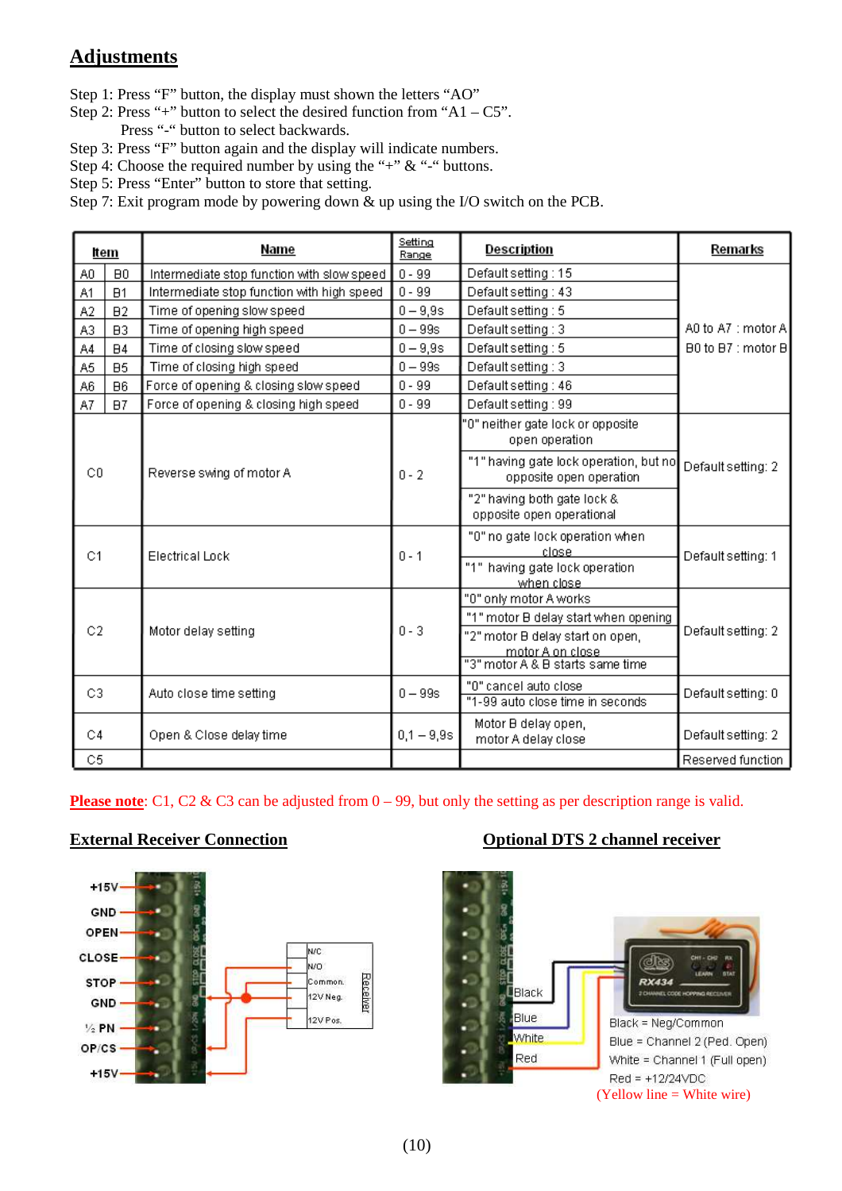## Adjustments

Step 1: Press “F” button, the display must shown the letters “AO”

Step 2: Press “+” button to select the desired function from “A1 – C5”.

Press “-“ button to select backwards.

Step 3: Press “F” button again and the display will indicate numbers.

Step 4: Choose the required number by using the “+” & “-“ buttons.

Step 5: Press “Enter” button to store that setting.

Step 7: Exit program mode by powering down & up using the I/O switch on the PCB.

| Item | | Name | Setting Range | Description | Remarks |
|---|---|---|---|---|---|
| A0 | B0 | Intermediate stop function with slow speed | 0 - 99 | Default setting : 15 | A0 to A7 : motor A<br>B0 to B7 : motor B |
| A1 | B1 | Intermediate stop function with high speed | 0 - 99 | Default setting : 43 | |
| A2 | B2 | Time of opening slow speed | 0 – 9,9s | Default setting : 5 | |
| A3 | B3 | Time of opening high speed | 0 – 99s | Default setting : 3 | |
| A4 | B4 | Time of closing slow speed | 0 – 9,9s | Default setting : 5 | |
| A5 | B5 | Time of closing high speed | 0 – 99s | Default setting : 3 | |
| A6 | B6 | Force of opening & closing slow speed | 0 - 99 | Default setting : 46 | |
| A7 | B7 | Force of opening & closing high speed | 0 - 99 | Default setting : 99 | |
| C0 | | Reverse swing of motor A | 0 - 2 | "0" neither gate lock or opposite open operation<br>"1" having gate lock operation, but no opposite open operation<br>"2" having both gate lock & opposite open operational | Default setting: 2 |
| C1 | | Electrical Lock | 0 - 1 | "0" no gate lock operation when close<br>"1" having gate lock operation when close | Default setting: 1 |
| C2 | | Motor delay setting | 0 - 3 | "0" only motor A works<br>"1" motor B delay start when opening<br>"2" motor B delay start on open, motor A on close<br>"3" motor A & B starts same time | Default setting: 2 |
| C3 | | Auto close time setting | 0 – 99s | "0" cancel auto close<br>"1-99 auto close time in seconds | Default setting: 0 |
| C4 | | Open & Close delay time | 0,1 – 9,9s | Motor B delay open, motor A delay close | Default setting: 2 |
| C5 | | | | | Reserved function |

**Please note**: C1, C2 & C3 can be adjusted from 0 – 99, but only the setting as per description range is valid.

### External Receiver Connection

+15V
GND
OPEN
CLOSE
STOP
GND
½ PN
OP/CS
+15V

N/C
N/O
Common.
12V Neg.
12V Pos.
Receiver

### Optional DTS 2 channel receiver

Black
Blue
White
Red

Black = Neg/Common
Blue = Channel 2 (Ped. Open)
White = Channel 1 (Full open)
Red = +12/24VDC
(Yellow line = White wire)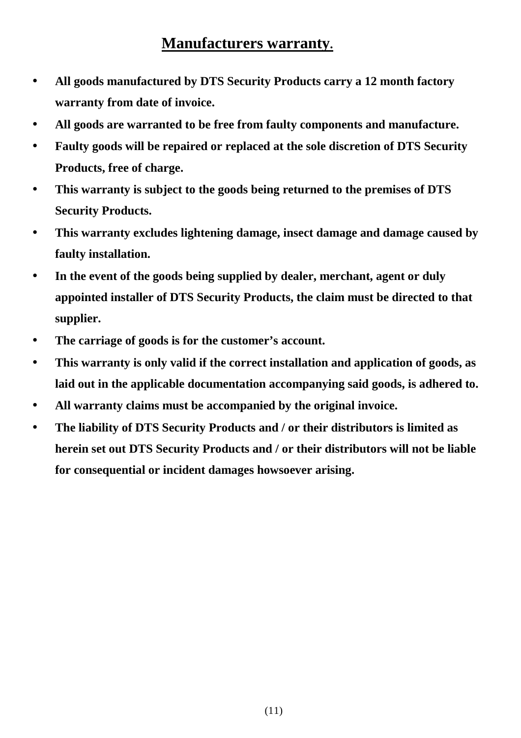# Manufacturers warranty.

- **All goods manufactured by DTS Security Products carry a 12 month factory warranty from date of invoice.**
- **All goods are warranted to be free from faulty components and manufacture.**
- **Faulty goods will be repaired or replaced at the sole discretion of DTS Security Products, free of charge.**
- **This warranty is subject to the goods being returned to the premises of DTS Security Products.**
- **This warranty excludes lightening damage, insect damage and damage caused by faulty installation.**
- **In the event of the goods being supplied by dealer, merchant, agent or duly appointed installer of DTS Security Products, the claim must be directed to that supplier.**
- **The carriage of goods is for the customer's account.**
- **This warranty is only valid if the correct installation and application of goods, as laid out in the applicable documentation accompanying said goods, is adhered to.**
- **All warranty claims must be accompanied by the original invoice.**
- **The liability of DTS Security Products and / or their distributors is limited as herein set out DTS Security Products and / or their distributors will not be liable for consequential or incident damages howsoever arising.**